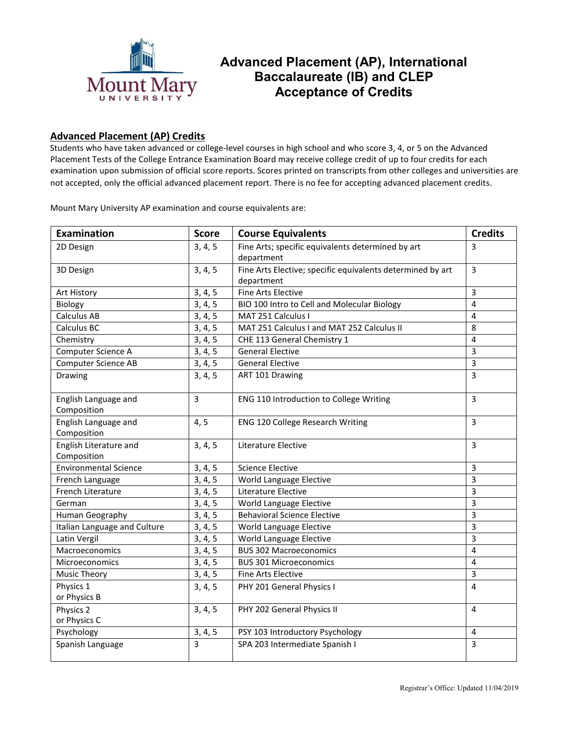# Advanced Placement (AP), International Baccalaureate (IB) and CLEP Acceptance of Credits

## Advanced Placement (AP) Credits

Students who have taken advanced or college-level courses in high school and who score 3, 4, or 5 on the Advanced Placement Tests of the College Entrance Examination Board may receive college credit of up to four credits for each examination upon submission of official score reports. Scores printed on transcripts from other colleges and universities are not accepted, only the official advanced placement report. There is no fee for accepting advanced placement credits.

Mount Mary University AP examination and course equivalents are:

| Examination | Score | Course Equivalents | Credits |
|---|---|---|---|
| 2D Design | 3, 4, 5 | Fine Arts; specific equivalents determined by art department | 3 |
| 3D Design | 3, 4, 5 | Fine Arts Elective; specific equivalents determined by art department | 3 |
| Art History | 3, 4, 5 | Fine Arts Elective | 3 |
| Biology | 3, 4, 5 | BIO 100 Intro to Cell and Molecular Biology | 4 |
| Calculus AB | 3, 4, 5 | MAT 251 Calculus I | 4 |
| Calculus BC | 3, 4, 5 | MAT 251 Calculus I and MAT 252 Calculus II | 8 |
| Chemistry | 3, 4, 5 | CHE 113 General Chemistry 1 | 4 |
| Computer Science A | 3, 4, 5 | General Elective | 3 |
| Computer Science AB | 3, 4, 5 | General Elective | 3 |
| Drawing | 3, 4, 5 | ART 101 Drawing | 3 |
| English Language and Composition | 3 | ENG 110 Introduction to College Writing | 3 |
| English Language and Composition | 4, 5 | ENG 120 College Research Writing | 3 |
| English Literature and Composition | 3, 4, 5 | Literature Elective | 3 |
| Environmental Science | 3, 4, 5 | Science Elective | 3 |
| French Language | 3, 4, 5 | World Language Elective | 3 |
| French Literature | 3, 4, 5 | Literature Elective | 3 |
| German | 3, 4, 5 | World Language Elective | 3 |
| Human Geography | 3, 4, 5 | Behavioral Science Elective | 3 |
| Italian Language and Culture | 3, 4, 5 | World Language Elective | 3 |
| Latin Vergil | 3, 4, 5 | World Language Elective | 3 |
| Macroeconomics | 3, 4, 5 | BUS 302 Macroeconomics | 4 |
| Microeconomics | 3, 4, 5 | BUS 301 Microeconomics | 4 |
| Music Theory | 3, 4, 5 | Fine Arts Elective | 3 |
| Physics 1 or Physics B | 3, 4, 5 | PHY 201 General Physics I | 4 |
| Physics 2 or Physics C | 3, 4, 5 | PHY 202 General Physics II | 4 |
| Psychology | 3, 4, 5 | PSY 103 Introductory Psychology | 4 |
| Spanish Language | 3 | SPA 203 Intermediate Spanish I | 3 |

Registrar's Office: Updated 11/04/2019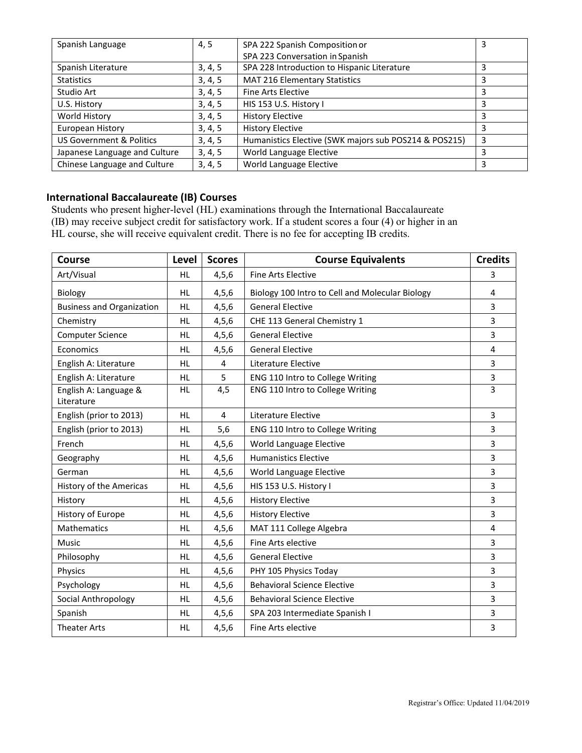| Spanish Language | 4, 5 | SPA 222 Spanish Composition or SPA 223 Conversation in Spanish | 3 |
|---|---|---|---|
| Spanish Literature | 3, 4, 5 | SPA 228 Introduction to Hispanic Literature | 3 |
| Statistics | 3, 4, 5 | MAT 216 Elementary Statistics | 3 |
| Studio Art | 3, 4, 5 | Fine Arts Elective | 3 |
| U.S. History | 3, 4, 5 | HIS 153 U.S. History I | 3 |
| World History | 3, 4, 5 | History Elective | 3 |
| European History | 3, 4, 5 | History Elective | 3 |
| US Government & Politics | 3, 4, 5 | Humanistics Elective (SWK majors sub POS214 & POS215) | 3 |
| Japanese Language and Culture | 3, 4, 5 | World Language Elective | 3 |
| Chinese Language and Culture | 3, 4, 5 | World Language Elective | 3 |

## International Baccalaureate (IB) Courses

Students who present higher-level (HL) examinations through the International Baccalaureate (IB) may receive subject credit for satisfactory work. If a student scores a four (4) or higher in an HL course, she will receive equivalent credit. There is no fee for accepting IB credits.

| Course | Level | Scores | Course Equivalents | Credits |
|---|---|---|---|---|
| Art/Visual | HL | 4,5,6 | Fine Arts Elective | 3 |
| Biology | HL | 4,5,6 | Biology 100 Intro to Cell and Molecular Biology | 4 |
| Business and Organization | HL | 4,5,6 | General Elective | 3 |
| Chemistry | HL | 4,5,6 | CHE 113 General Chemistry 1 | 3 |
| Computer Science | HL | 4,5,6 | General Elective | 3 |
| Economics | HL | 4,5,6 | General Elective | 4 |
| English A: Literature | HL | 4 | Literature Elective | 3 |
| English A: Literature | HL | 5 | ENG 110 Intro to College Writing | 3 |
| English A: Language & Literature | HL | 4,5 | ENG 110 Intro to College Writing | 3 |
| English (prior to 2013) | HL | 4 | Literature Elective | 3 |
| English (prior to 2013) | HL | 5,6 | ENG 110 Intro to College Writing | 3 |
| French | HL | 4,5,6 | World Language Elective | 3 |
| Geography | HL | 4,5,6 | Humanistics Elective | 3 |
| German | HL | 4,5,6 | World Language Elective | 3 |
| History of the Americas | HL | 4,5,6 | HIS 153 U.S. History I | 3 |
| History | HL | 4,5,6 | History Elective | 3 |
| History of Europe | HL | 4,5,6 | History Elective | 3 |
| Mathematics | HL | 4,5,6 | MAT 111 College Algebra | 4 |
| Music | HL | 4,5,6 | Fine Arts elective | 3 |
| Philosophy | HL | 4,5,6 | General Elective | 3 |
| Physics | HL | 4,5,6 | PHY 105 Physics Today | 3 |
| Psychology | HL | 4,5,6 | Behavioral Science Elective | 3 |
| Social Anthropology | HL | 4,5,6 | Behavioral Science Elective | 3 |
| Spanish | HL | 4,5,6 | SPA 203 Intermediate Spanish I | 3 |
| Theater Arts | HL | 4,5,6 | Fine Arts elective | 3 |

Registrar's Office: Updated 11/04/2019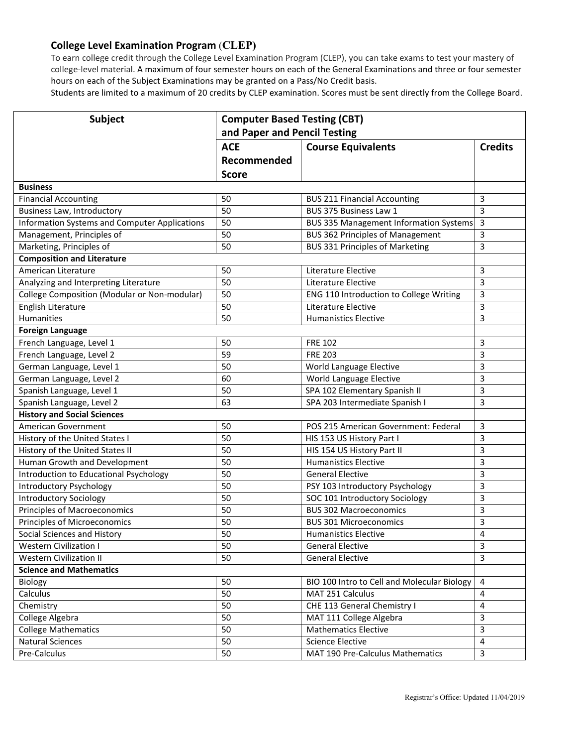## College Level Examination Program (CLEP)

To earn college credit through the College Level Examination Program (CLEP), you can take exams to test your mastery of college-level material. A maximum of four semester hours on each of the General Examinations and three or four semester hours on each of the Subject Examinations may be granted on a Pass/No Credit basis.

Students are limited to a maximum of 20 credits by CLEP examination. Scores must be sent directly from the College Board.

| Subject | Computer Based Testing (CBT) and Paper and Pencil Testing | | |
|---|---|---|---|
| | ACE Recommended Score | Course Equivalents | Credits |
| **Business** | | | |
| Financial Accounting | 50 | BUS 211 Financial Accounting | 3 |
| Business Law, Introductory | 50 | BUS 375 Business Law 1 | 3 |
| Information Systems and Computer Applications | 50 | BUS 335 Management Information Systems | 3 |
| Management, Principles of | 50 | BUS 362 Principles of Management | 3 |
| Marketing, Principles of | 50 | BUS 331 Principles of Marketing | 3 |
| **Composition and Literature** | | | |
| American Literature | 50 | Literature Elective | 3 |
| Analyzing and Interpreting Literature | 50 | Literature Elective | 3 |
| College Composition (Modular or Non-modular) | 50 | ENG 110 Introduction to College Writing | 3 |
| English Literature | 50 | Literature Elective | 3 |
| Humanities | 50 | Humanistics Elective | 3 |
| **Foreign Language** | | | |
| French Language, Level 1 | 50 | FRE 102 | 3 |
| French Language, Level 2 | 59 | FRE 203 | 3 |
| German Language, Level 1 | 50 | World Language Elective | 3 |
| German Language, Level 2 | 60 | World Language Elective | 3 |
| Spanish Language, Level 1 | 50 | SPA 102 Elementary Spanish II | 3 |
| Spanish Language, Level 2 | 63 | SPA 203 Intermediate Spanish I | 3 |
| **History and Social Sciences** | | | |
| American Government | 50 | POS 215 American Government: Federal | 3 |
| History of the United States I | 50 | HIS 153 US History Part I | 3 |
| History of the United States II | 50 | HIS 154 US History Part II | 3 |
| Human Growth and Development | 50 | Humanistics Elective | 3 |
| Introduction to Educational Psychology | 50 | General Elective | 3 |
| Introductory Psychology | 50 | PSY 103 Introductory Psychology | 3 |
| Introductory Sociology | 50 | SOC 101 Introductory Sociology | 3 |
| Principles of Macroeconomics | 50 | BUS 302 Macroeconomics | 3 |
| Principles of Microeconomics | 50 | BUS 301 Microeconomics | 3 |
| Social Sciences and History | 50 | Humanistics Elective | 4 |
| Western Civilization I | 50 | General Elective | 3 |
| Western Civilization II | 50 | General Elective | 3 |
| **Science and Mathematics** | | | |
| Biology | 50 | BIO 100 Intro to Cell and Molecular Biology | 4 |
| Calculus | 50 | MAT 251 Calculus | 4 |
| Chemistry | 50 | CHE 113 General Chemistry I | 4 |
| College Algebra | 50 | MAT 111 College Algebra | 3 |
| College Mathematics | 50 | Mathematics Elective | 3 |
| Natural Sciences | 50 | Science Elective | 4 |
| Pre-Calculus | 50 | MAT 190 Pre-Calculus Mathematics | 3 |

Registrar's Office: Updated 11/04/2019